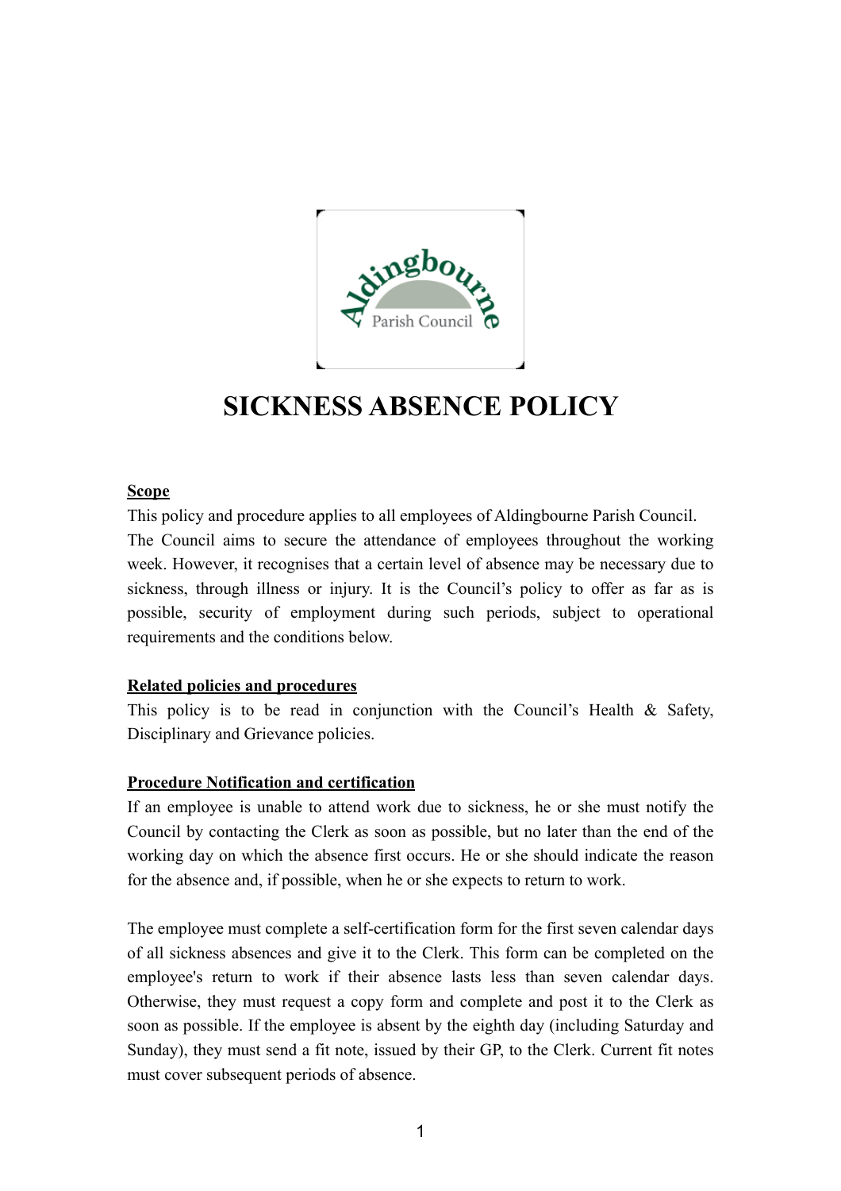# SICKNESS ABSENCE POLICY

**Scope**

This policy and procedure applies to all employees of Aldingbourne Parish Council. The Council aims to secure the attendance of employees throughout the working week. However, it recognises that a certain level of absence may be necessary due to sickness, through illness or injury. It is the Council's policy to offer as far as is possible, security of employment during such periods, subject to operational requirements and the conditions below.

**Related policies and procedures**

This policy is to be read in conjunction with the Council's Health & Safety, Disciplinary and Grievance policies.

**Procedure Notification and certification**

If an employee is unable to attend work due to sickness, he or she must notify the Council by contacting the Clerk as soon as possible, but no later than the end of the working day on which the absence first occurs. He or she should indicate the reason for the absence and, if possible, when he or she expects to return to work.

The employee must complete a self-certification form for the first seven calendar days of all sickness absences and give it to the Clerk. This form can be completed on the employee's return to work if their absence lasts less than seven calendar days. Otherwise, they must request a copy form and complete and post it to the Clerk as soon as possible. If the employee is absent by the eighth day (including Saturday and Sunday), they must send a fit note, issued by their GP, to the Clerk. Current fit notes must cover subsequent periods of absence.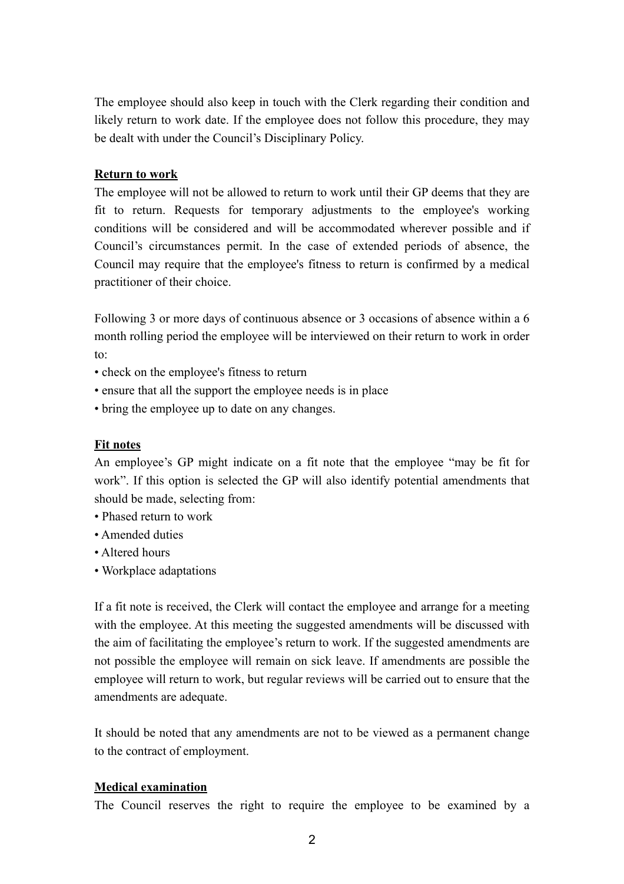The employee should also keep in touch with the Clerk regarding their condition and likely return to work date. If the employee does not follow this procedure, they may be dealt with under the Council's Disciplinary Policy.

**Return to work**

The employee will not be allowed to return to work until their GP deems that they are fit to return. Requests for temporary adjustments to the employee's working conditions will be considered and will be accommodated wherever possible and if Council's circumstances permit. In the case of extended periods of absence, the Council may require that the employee's fitness to return is confirmed by a medical practitioner of their choice.

Following 3 or more days of continuous absence or 3 occasions of absence within a 6 month rolling period the employee will be interviewed on their return to work in order to:

- check on the employee's fitness to return
- ensure that all the support the employee needs is in place
- bring the employee up to date on any changes.

**Fit notes**

An employee's GP might indicate on a fit note that the employee "may be fit for work". If this option is selected the GP will also identify potential amendments that should be made, selecting from:

- Phased return to work
- Amended duties
- Altered hours
- Workplace adaptations

If a fit note is received, the Clerk will contact the employee and arrange for a meeting with the employee. At this meeting the suggested amendments will be discussed with the aim of facilitating the employee's return to work. If the suggested amendments are not possible the employee will remain on sick leave. If amendments are possible the employee will return to work, but regular reviews will be carried out to ensure that the amendments are adequate.

It should be noted that any amendments are not to be viewed as a permanent change to the contract of employment.

**Medical examination**

The Council reserves the right to require the employee to be examined by a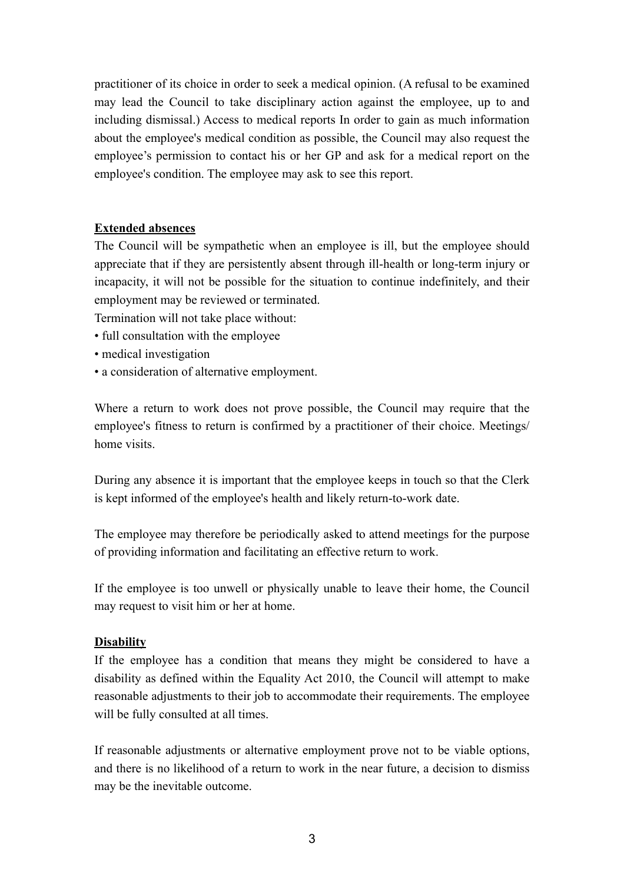practitioner of its choice in order to seek a medical opinion. (A refusal to be examined may lead the Council to take disciplinary action against the employee, up to and including dismissal.) Access to medical reports In order to gain as much information about the employee's medical condition as possible, the Council may also request the employee's permission to contact his or her GP and ask for a medical report on the employee's condition. The employee may ask to see this report.

**Extended absences**

The Council will be sympathetic when an employee is ill, but the employee should appreciate that if they are persistently absent through ill-health or long-term injury or incapacity, it will not be possible for the situation to continue indefinitely, and their employment may be reviewed or terminated.

Termination will not take place without:

- full consultation with the employee
- medical investigation
- a consideration of alternative employment.

Where a return to work does not prove possible, the Council may require that the employee's fitness to return is confirmed by a practitioner of their choice. Meetings/ home visits.

During any absence it is important that the employee keeps in touch so that the Clerk is kept informed of the employee's health and likely return-to-work date.

The employee may therefore be periodically asked to attend meetings for the purpose of providing information and facilitating an effective return to work.

If the employee is too unwell or physically unable to leave their home, the Council may request to visit him or her at home.

**Disability**

If the employee has a condition that means they might be considered to have a disability as defined within the Equality Act 2010, the Council will attempt to make reasonable adjustments to their job to accommodate their requirements. The employee will be fully consulted at all times.

If reasonable adjustments or alternative employment prove not to be viable options, and there is no likelihood of a return to work in the near future, a decision to dismiss may be the inevitable outcome.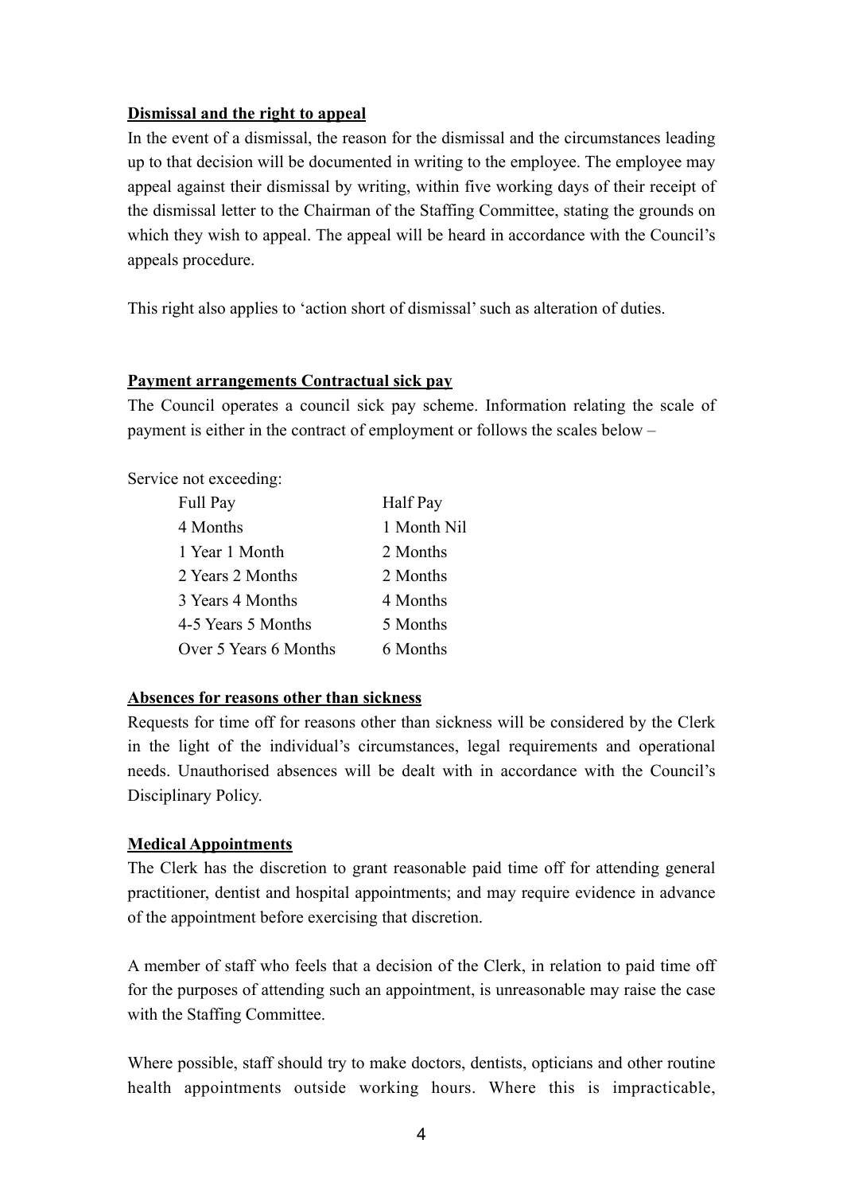**Dismissal and the right to appeal**

In the event of a dismissal, the reason for the dismissal and the circumstances leading up to that decision will be documented in writing to the employee. The employee may appeal against their dismissal by writing, within five working days of their receipt of the dismissal letter to the Chairman of the Staffing Committee, stating the grounds on which they wish to appeal. The appeal will be heard in accordance with the Council's appeals procedure.

This right also applies to 'action short of dismissal' such as alteration of duties.

**Payment arrangements Contractual sick pay**

The Council operates a council sick pay scheme. Information relating the scale of payment is either in the contract of employment or follows the scales below –

Service not exceeding:

| Full Pay | Half Pay |
|---|---|
| 4 Months | 1 Month Nil |
| 1 Year 1 Month | 2 Months |
| 2 Years 2 Months | 2 Months |
| 3 Years 4 Months | 4 Months |
| 4-5 Years 5 Months | 5 Months |
| Over 5 Years 6 Months | 6 Months |

**Absences for reasons other than sickness**

Requests for time off for reasons other than sickness will be considered by the Clerk in the light of the individual's circumstances, legal requirements and operational needs. Unauthorised absences will be dealt with in accordance with the Council's Disciplinary Policy.

**Medical Appointments**

The Clerk has the discretion to grant reasonable paid time off for attending general practitioner, dentist and hospital appointments; and may require evidence in advance of the appointment before exercising that discretion.

A member of staff who feels that a decision of the Clerk, in relation to paid time off for the purposes of attending such an appointment, is unreasonable may raise the case with the Staffing Committee.

Where possible, staff should try to make doctors, dentists, opticians and other routine health appointments outside working hours. Where this is impracticable,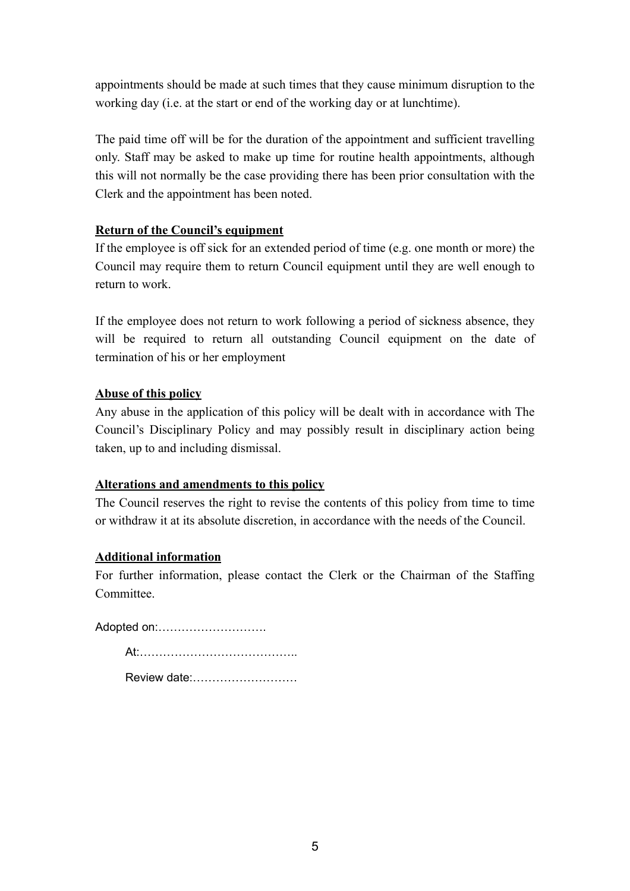appointments should be made at such times that they cause minimum disruption to the working day (i.e. at the start or end of the working day or at lunchtime).

The paid time off will be for the duration of the appointment and sufficient travelling only. Staff may be asked to make up time for routine health appointments, although this will not normally be the case providing there has been prior consultation with the Clerk and the appointment has been noted.

**Return of the Council's equipment**

If the employee is off sick for an extended period of time (e.g. one month or more) the Council may require them to return Council equipment until they are well enough to return to work.

If the employee does not return to work following a period of sickness absence, they will be required to return all outstanding Council equipment on the date of termination of his or her employment

**Abuse of this policy**

Any abuse in the application of this policy will be dealt with in accordance with The Council's Disciplinary Policy and may possibly result in disciplinary action being taken, up to and including dismissal.

**Alterations and amendments to this policy**

The Council reserves the right to revise the contents of this policy from time to time or withdraw it at its absolute discretion, in accordance with the needs of the Council.

**Additional information**

For further information, please contact the Clerk or the Chairman of the Staffing Committee.

Adopted on:……………………….

At:…………………………………..

Review date:………………………